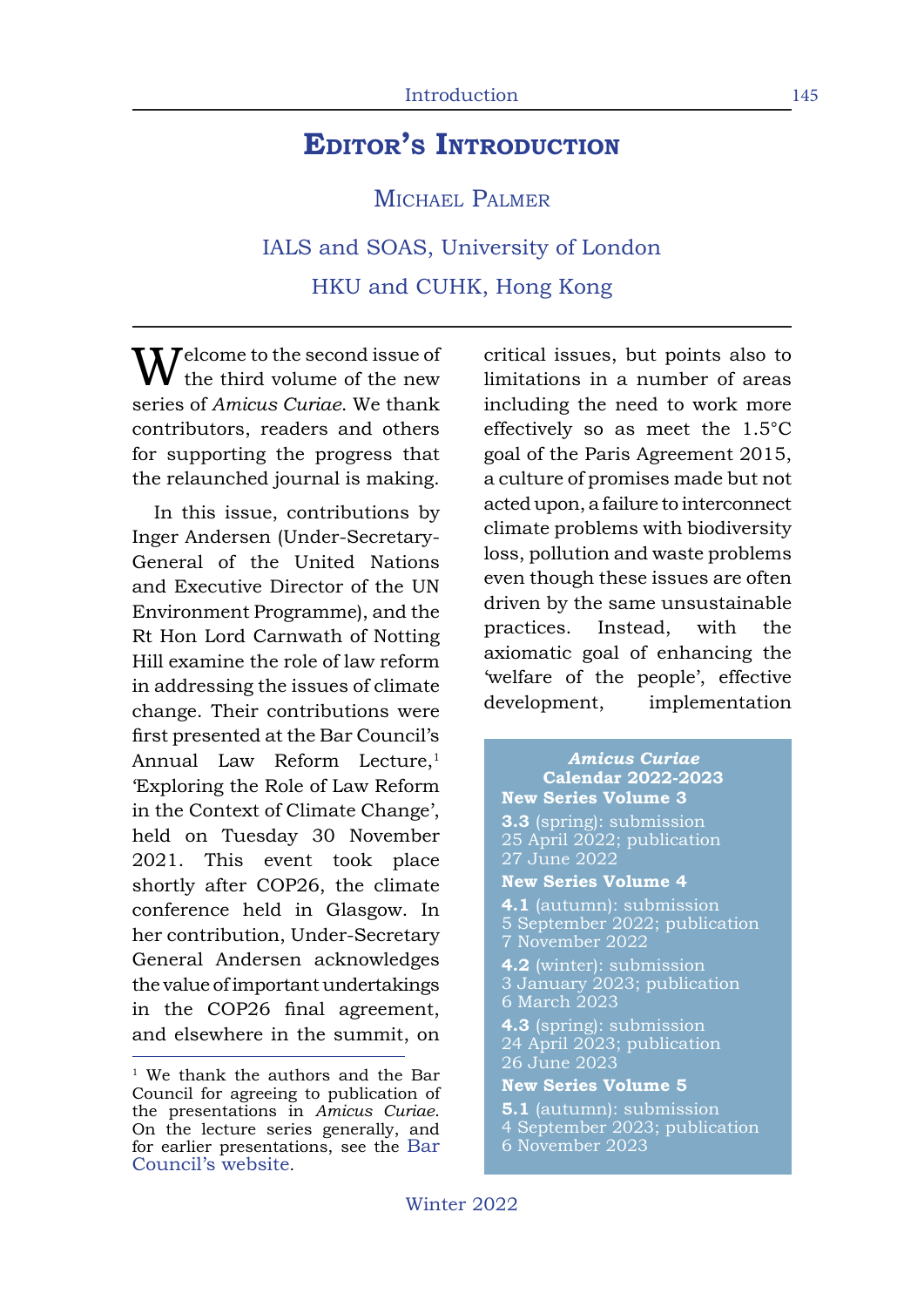# Editor's Introduction

Michael Palmer

IALS and SOAS, University of London

HKU and CUHK, Hong Kong

Welcome to the second issue of the third volume of the new series of *Amicus Curiae*. We thank contributors, readers and others for supporting the progress that the relaunched journal is making.

In this issue, contributions by Inger Andersen (Under-Secretary-General of the United Nations and Executive Director of the UN Environment Programme), and the Rt Hon Lord Carnwath of Notting Hill examine the role of law reform in addressing the issues of climate change. Their contributions were first presented at the Bar Council's Annual Law Reform Lecture,[1] 'Exploring the Role of Law Reform in the Context of Climate Change', held on Tuesday 30 November 2021. This event took place shortly after COP26, the climate conference held in Glasgow. In her contribution, Under-Secretary General Andersen acknowledges the value of important undertakings in the COP26 final agreement, and elsewhere in the summit, on critical issues, but points also to limitations in a number of areas including the need to work more effectively so as meet the 1.5°C goal of the Paris Agreement 2015, a culture of promises made but not acted upon, a failure to interconnect climate problems with biodiversity loss, pollution and waste problems even though these issues are often driven by the same unsustainable practices. Instead, with the axiomatic goal of enhancing the 'welfare of the people', effective development, implementation

> ***Amicus Curiae* Calendar 2022-2023**
>
> **New Series Volume 3**
>
> **3.3** (spring): submission 25 April 2022; publication 27 June 2022
>
> **New Series Volume 4**
>
> **4.1** (autumn): submission 5 September 2022; publication 7 November 2022
>
> **4.2** (winter): submission 3 January 2023; publication 6 March 2023
>
> **4.3** (spring): submission 24 April 2023; publication 26 June 2023
>
> **New Series Volume 5**
>
> **5.1** (autumn): submission 4 September 2023; publication 6 November 2023

[1] We thank the authors and the Bar Council for agreeing to publication of the presentations in *Amicus Curiae*. On the lecture series generally, and for earlier presentations, see the Bar Council's website.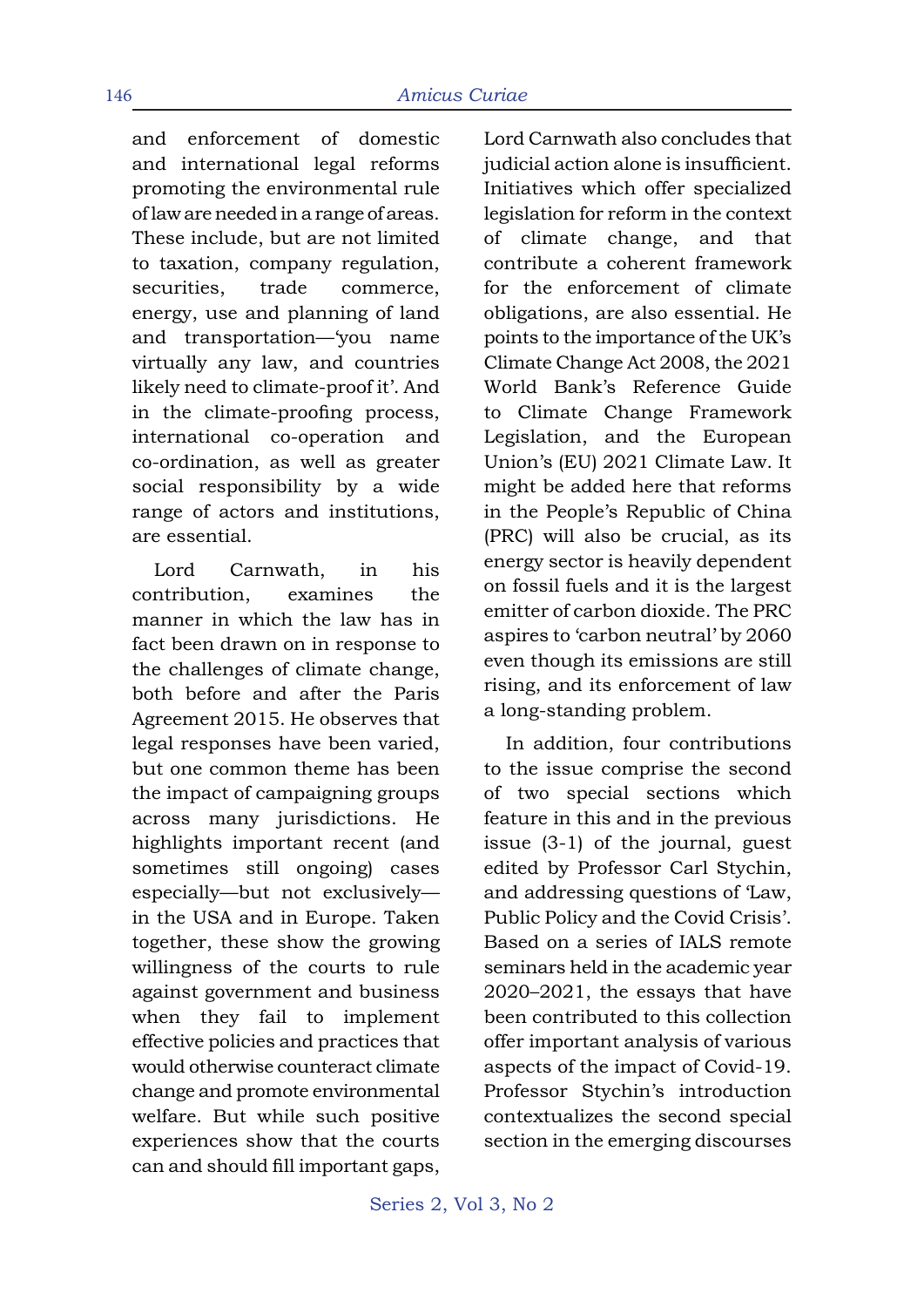and enforcement of domestic and international legal reforms promoting the environmental rule of law are needed in a range of areas. These include, but are not limited to taxation, company regulation, securities, trade commerce, energy, use and planning of land and transportation—'you name virtually any law, and countries likely need to climate-proof it'. And in the climate-proofing process, international co-operation and co-ordination, as well as greater social responsibility by a wide range of actors and institutions, are essential.

Lord Carnwath, in his contribution, examines the manner in which the law has in fact been drawn on in response to the challenges of climate change, both before and after the Paris Agreement 2015. He observes that legal responses have been varied, but one common theme has been the impact of campaigning groups across many jurisdictions. He highlights important recent (and sometimes still ongoing) cases especially—but not exclusively—in the USA and in Europe. Taken together, these show the growing willingness of the courts to rule against government and business when they fail to implement effective policies and practices that would otherwise counteract climate change and promote environmental welfare. But while such positive experiences show that the courts can and should fill important gaps, Lord Carnwath also concludes that judicial action alone is insufficient. Initiatives which offer specialized legislation for reform in the context of climate change, and that contribute a coherent framework for the enforcement of climate obligations, are also essential. He points to the importance of the UK's Climate Change Act 2008, the 2021 World Bank's Reference Guide to Climate Change Framework Legislation, and the European Union's (EU) 2021 Climate Law. It might be added here that reforms in the People's Republic of China (PRC) will also be crucial, as its energy sector is heavily dependent on fossil fuels and it is the largest emitter of carbon dioxide. The PRC aspires to 'carbon neutral' by 2060 even though its emissions are still rising, and its enforcement of law a long-standing problem.

In addition, four contributions to the issue comprise the second of two special sections which feature in this and in the previous issue (3-1) of the journal, guest edited by Professor Carl Stychin, and addressing questions of 'Law, Public Policy and the Covid Crisis'. Based on a series of IALS remote seminars held in the academic year 2020–2021, the essays that have been contributed to this collection offer important analysis of various aspects of the impact of Covid-19. Professor Stychin's introduction contextualizes the second special section in the emerging discourses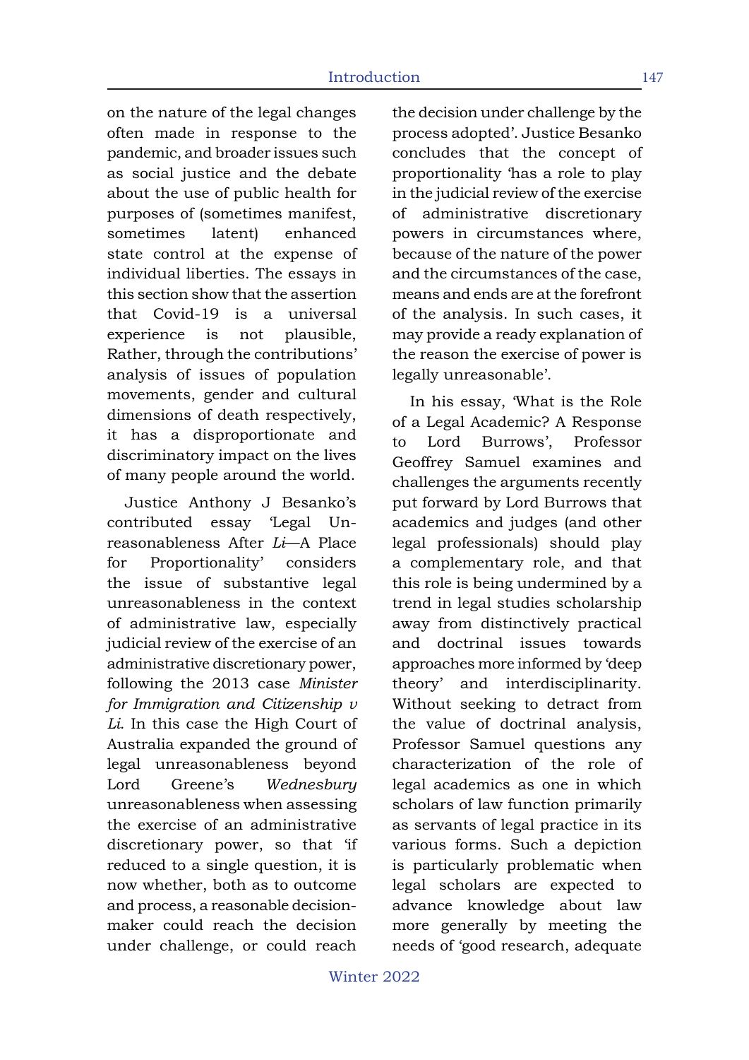on the nature of the legal changes often made in response to the pandemic, and broader issues such as social justice and the debate about the use of public health for purposes of (sometimes manifest, sometimes latent) enhanced state control at the expense of individual liberties. The essays in this section show that the assertion that Covid-19 is a universal experience is not plausible, Rather, through the contributions' analysis of issues of population movements, gender and cultural dimensions of death respectively, it has a disproportionate and discriminatory impact on the lives of many people around the world.

Justice Anthony J Besanko's contributed essay 'Legal Unreasonableness After *Li*—A Place for Proportionality' considers the issue of substantive legal unreasonableness in the context of administrative law, especially judicial review of the exercise of an administrative discretionary power, following the 2013 case *Minister for Immigration and Citizenship v Li*. In this case the High Court of Australia expanded the ground of legal unreasonableness beyond Lord Greene's *Wednesbury* unreasonableness when assessing the exercise of an administrative discretionary power, so that 'if reduced to a single question, it is now whether, both as to outcome and process, a reasonable decision-maker could reach the decision under challenge, or could reach the decision under challenge by the process adopted'. Justice Besanko concludes that the concept of proportionality 'has a role to play in the judicial review of the exercise of administrative discretionary powers in circumstances where, because of the nature of the power and the circumstances of the case, means and ends are at the forefront of the analysis. In such cases, it may provide a ready explanation of the reason the exercise of power is legally unreasonable'.

In his essay, 'What is the Role of a Legal Academic? A Response to Lord Burrows', Professor Geoffrey Samuel examines and challenges the arguments recently put forward by Lord Burrows that academics and judges (and other legal professionals) should play a complementary role, and that this role is being undermined by a trend in legal studies scholarship away from distinctively practical and doctrinal issues towards approaches more informed by 'deep theory' and interdisciplinarity. Without seeking to detract from the value of doctrinal analysis, Professor Samuel questions any characterization of the role of legal academics as one in which scholars of law function primarily as servants of legal practice in its various forms. Such a depiction is particularly problematic when legal scholars are expected to advance knowledge about law more generally by meeting the needs of 'good research, adequate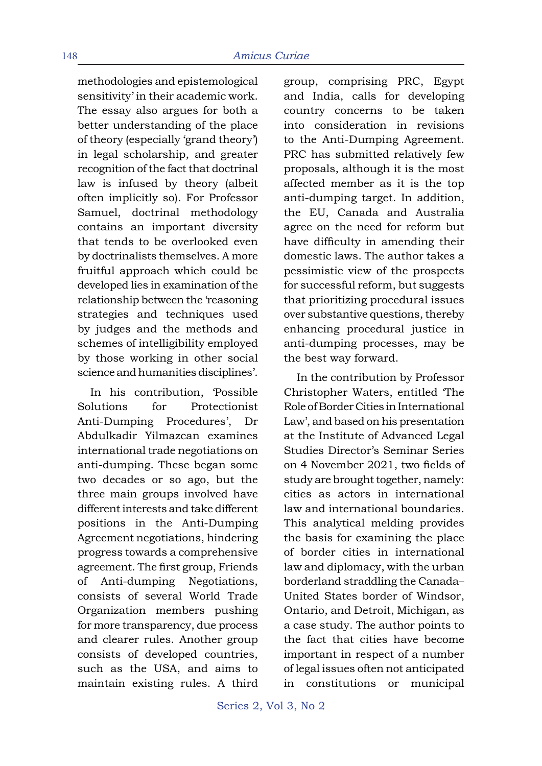methodologies and epistemological sensitivity' in their academic work. The essay also argues for both a better understanding of the place of theory (especially 'grand theory') in legal scholarship, and greater recognition of the fact that doctrinal law is infused by theory (albeit often implicitly so). For Professor Samuel, doctrinal methodology contains an important diversity that tends to be overlooked even by doctrinalists themselves. A more fruitful approach which could be developed lies in examination of the relationship between the 'reasoning strategies and techniques used by judges and the methods and schemes of intelligibility employed by those working in other social science and humanities disciplines'.

In his contribution, 'Possible Solutions for Protectionist Anti-Dumping Procedures', Dr Abdulkadir Yilmazcan examines international trade negotiations on anti-dumping. These began some two decades or so ago, but the three main groups involved have different interests and take different positions in the Anti-Dumping Agreement negotiations, hindering progress towards a comprehensive agreement. The first group, Friends of Anti-dumping Negotiations, consists of several World Trade Organization members pushing for more transparency, due process and clearer rules. Another group consists of developed countries, such as the USA, and aims to maintain existing rules. A third group, comprising PRC, Egypt and India, calls for developing country concerns to be taken into consideration in revisions to the Anti-Dumping Agreement. PRC has submitted relatively few proposals, although it is the most affected member as it is the top anti-dumping target. In addition, the EU, Canada and Australia agree on the need for reform but have difficulty in amending their domestic laws. The author takes a pessimistic view of the prospects for successful reform, but suggests that prioritizing procedural issues over substantive questions, thereby enhancing procedural justice in anti-dumping processes, may be the best way forward.

In the contribution by Professor Christopher Waters, entitled 'The Role of Border Cities in International Law', and based on his presentation at the Institute of Advanced Legal Studies Director's Seminar Series on 4 November 2021, two fields of study are brought together, namely: cities as actors in international law and international boundaries. This analytical melding provides the basis for examining the place of border cities in international law and diplomacy, with the urban borderland straddling the Canada–United States border of Windsor, Ontario, and Detroit, Michigan, as a case study. The author points to the fact that cities have become important in respect of a number of legal issues often not anticipated in constitutions or municipal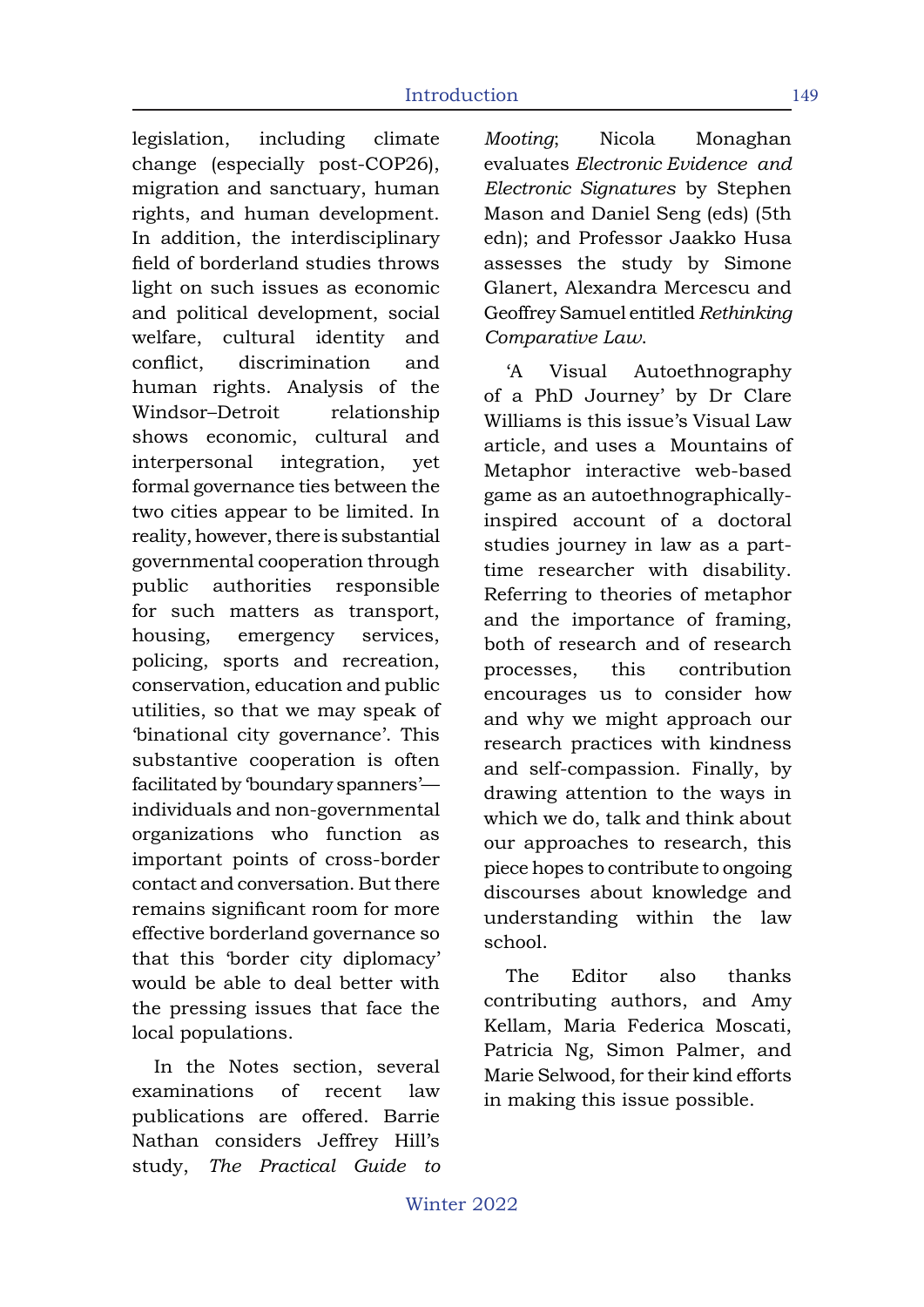legislation, including climate change (especially post-COP26), migration and sanctuary, human rights, and human development. In addition, the interdisciplinary field of borderland studies throws light on such issues as economic and political development, social welfare, cultural identity and conflict, discrimination and human rights. Analysis of the Windsor–Detroit relationship shows economic, cultural and interpersonal integration, yet formal governance ties between the two cities appear to be limited. In reality, however, there is substantial governmental cooperation through public authorities responsible for such matters as transport, housing, emergency services, policing, sports and recreation, conservation, education and public utilities, so that we may speak of 'binational city governance'. This substantive cooperation is often facilitated by 'boundary spanners'—individuals and non-governmental organizations who function as important points of cross-border contact and conversation. But there remains significant room for more effective borderland governance so that this 'border city diplomacy' would be able to deal better with the pressing issues that face the local populations.

In the Notes section, several examinations of recent law publications are offered. Barrie Nathan considers Jeffrey Hill's study, *The Practical Guide to Mooting*; Nicola Monaghan evaluates *Electronic Evidence and Electronic Signatures* by Stephen Mason and Daniel Seng (eds) (5th edn); and Professor Jaakko Husa assesses the study by Simone Glanert, Alexandra Mercescu and Geoffrey Samuel entitled *Rethinking Comparative Law*.

'A Visual Autoethnography of a PhD Journey' by Dr Clare Williams is this issue's Visual Law article, and uses a Mountains of Metaphor interactive web-based game as an autoethnographically-inspired account of a doctoral studies journey in law as a part-time researcher with disability. Referring to theories of metaphor and the importance of framing, both of research and of research processes, this contribution encourages us to consider how and why we might approach our research practices with kindness and self-compassion. Finally, by drawing attention to the ways in which we do, talk and think about our approaches to research, this piece hopes to contribute to ongoing discourses about knowledge and understanding within the law school.

The Editor also thanks contributing authors, and Amy Kellam, Maria Federica Moscati, Patricia Ng, Simon Palmer, and Marie Selwood, for their kind efforts in making this issue possible.